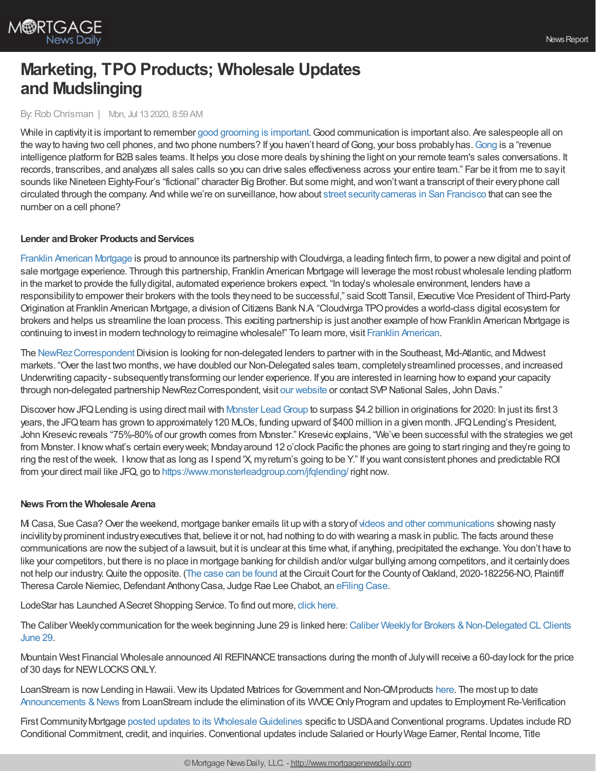# Marketing, TPO Products; Wholesale Updates and Mudslinging

By: Rob Chrisman | Mon, Jul 13 2020, 8:59 AM

While in captivity it is important to remember good grooming is important. Good communication is important also. Are salespeople all on the way to having two cell phones, and two phone numbers? If you haven't heard of Gong, your boss probably has. Gong is a "revenue intelligence platform for B2B sales teams. It helps you close more deals by shining the light on your remote team's sales conversations. It records, transcribes, and analyzes all sales calls so you can drive sales effectiveness across your entire team." Far be it from me to say it sounds like Nineteen Eighty-Four's "fictional" character Big Brother. But some might, and won't want a transcript of their every phone call circulated through the company. And while we're on surveillance, how about street security cameras in San Francisco that can see the number on a cell phone?

### Lender and Broker Products and Services

Franklin American Mortgage is proud to announce its partnership with Cloudvirga, a leading fintech firm, to power a new digital and point of sale mortgage experience. Through this partnership, Franklin American Mortgage will leverage the most robust wholesale lending platform in the market to provide the fully digital, automated experience brokers expect. "In today's wholesale environment, lenders have a responsibility to empower their brokers with the tools they need to be successful," said Scott Tansil, Executive Vice President of Third-Party Origination at Franklin American Mortgage, a division of Citizens Bank N.A. "Cloudvirga TPO provides a world-class digital ecosystem for brokers and helps us streamline the loan process. This exciting partnership is just another example of how Franklin American Mortgage is continuing to invest in modern technology to reimagine wholesale!" To learn more, visit Franklin American.

The NewRez Correspondent Division is looking for non-delegated lenders to partner with in the Southeast, Mid-Atlantic, and Midwest markets. "Over the last two months, we have doubled our Non-Delegated sales team, completely streamlined processes, and increased Underwriting capacity - subsequently transforming our lender experience. If you are interested in learning how to expand your capacity through non-delegated partnership NewRez Correspondent, visit our website or contact SVP National Sales, John Davis."

Discover how JFQ Lending is using direct mail with Monster Lead Group to surpass $4.2 billion in originations for 2020: In just its first 3 years, the JFQ team has grown to approximately 120 MLOs, funding upward of $400 million in a given month. JFQ Lending's President, John Kresevic reveals "75%-80% of our growth comes from Monster." Kresevic explains, "We've been successful with the strategies we get from Monster. I know what's certain every week; Monday around 12 o'clock Pacific the phones are going to start ringing and they're going to ring the rest of the week. I know that as long as I spend 'X, my return's going to be Y." If you want consistent phones and predictable ROI from your direct mail like JFQ, go to https://www.monsterleadgroup.com/jfqlending/ right now.

### News From the Wholesale Arena

Mi Casa, Sue Casa? Over the weekend, mortgage banker emails lit up with a story of videos and other communications showing nasty incivility by prominent industry executives that, believe it or not, had nothing to do with wearing a mask in public. The facts around these communications are now the subject of a lawsuit, but it is unclear at this time what, if anything, precipitated the exchange. You don't have to like your competitors, but there is no place in mortgage banking for childish and/or vulgar bullying among competitors, and it certainly does not help our industry. Quite the opposite. (The case can be found at the Circuit Court for the County of Oakland, 2020-182256-NO, Plaintiff Theresa Carole Niemiec, Defendant Anthony Casa, Judge Rae Lee Chabot, an eFiling Case.

LodeStar has Launched A Secret Shopping Service. To find out more, click here.

The Caliber Weekly communication for the week beginning June 29 is linked here: Caliber Weekly for Brokers & Non-Delegated CL Clients June 29.

Mountain West Financial Wholesale announced All REFINANCE transactions during the month of July will receive a 60-day lock for the price of 30 days for NEW LOCKS ONLY.

LoanStream is now Lending in Hawaii. View its Updated Matrices for Government and Non-QM products here. The most up to date Announcements & News from LoanStream include the elimination of its WVOE Only Program and updates to Employment Re-Verification

First Community Mortgage posted updates to its Wholesale Guidelines specific to USDA and Conventional programs. Updates include RD Conditional Commitment, credit, and inquiries. Conventional updates include Salaried or Hourly Wage Earner, Rental Income, Title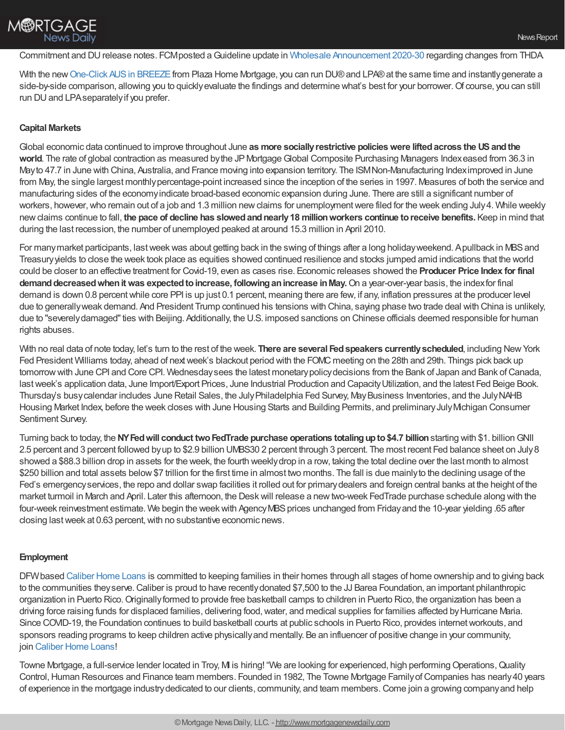Commitment and DU release notes. FCM posted a Guideline update in Wholesale Announcement 2020-30 regarding changes from THDA.

With the new One-Click AUS in BREEZE from Plaza Home Mortgage, you can run DU® and LPA® at the same time and instantly generate a side-by-side comparison, allowing you to quickly evaluate the findings and determine what's best for your borrower. Of course, you can still run DU and LPA separately if you prefer.

### Capital Markets

Global economic data continued to improve throughout June **as more socially restrictive policies were lifted across the US and the world**. The rate of global contraction as measured by the JP Mortgage Global Composite Purchasing Managers Index eased from 36.3 in May to 47.7 in June with China, Australia, and France moving into expansion territory. The ISM Non-Manufacturing Index improved in June from May, the single largest monthly percentage-point increased since the inception of the series in 1997. Measures of both the service and manufacturing sides of the economy indicate broad-based economic expansion during June. There are still a significant number of workers, however, who remain out of a job and 1.3 million new claims for unemployment were filed for the week ending July 4. While weekly new claims continue to fall, **the pace of decline has slowed and nearly 18 million workers continue to receive benefits.** Keep in mind that during the last recession, the number of unemployed peaked at around 15.3 million in April 2010.

For many market participants, last week was about getting back in the swing of things after a long holiday weekend. A pullback in MBS and Treasury yields to close the week took place as equities showed continued resilience and stocks jumped amid indications that the world could be closer to an effective treatment for Covid-19, even as cases rise. Economic releases showed the **Producer Price Index for final demand decreased when it was expected to increase, following an increase in May.** On a year-over-year basis, the index for final demand is down 0.8 percent while core PPI is up just 0.1 percent, meaning there are few, if any, inflation pressures at the producer level due to generally weak demand. And President Trump continued his tensions with China, saying phase two trade deal with China is unlikely, due to "severely damaged" ties with Beijing. Additionally, the U.S. imposed sanctions on Chinese officials deemed responsible for human rights abuses.

With no real data of note today, let's turn to the rest of the week. **There are several Fed speakers currently scheduled**, including New York Fed President Williams today, ahead of next week's blackout period with the FOMC meeting on the 28th and 29th. Things pick back up tomorrow with June CPI and Core CPI. Wednesday sees the latest monetary policy decisions from the Bank of Japan and Bank of Canada, last week's application data, June Import/Export Prices, June Industrial Production and Capacity Utilization, and the latest Fed Beige Book. Thursday's busy calendar includes June Retail Sales, the July Philadelphia Fed Survey, May Business Inventories, and the July NAHB Housing Market Index, before the week closes with June Housing Starts and Building Permits, and preliminary July Michigan Consumer Sentiment Survey.

Turning back to today, the **NY Fed will conduct two FedTrade purchase operations totaling up to $4.7 billion** starting with $1. billion GNII 2.5 percent and 3 percent followed by up to $2.9 billion UMBS30 2 percent through 3 percent. The most recent Fed balance sheet on July 8 showed a $88.3 billion drop in assets for the week, the fourth weekly drop in a row, taking the total decline over the last month to almost $250 billion and total assets below $7 trillion for the first time in almost two months. The fall is due mainly to the declining usage of the Fed's emergency services, the repo and dollar swap facilities it rolled out for primary dealers and foreign central banks at the height of the market turmoil in March and April. Later this afternoon, the Desk will release a new two-week FedTrade purchase schedule along with the four-week reinvestment estimate. We begin the week with Agency MBS prices unchanged from Friday and the 10-year yielding .65 after closing last week at 0.63 percent, with no substantive economic news.

### Employment

DFW based Caliber Home Loans is committed to keeping families in their homes through all stages of home ownership and to giving back to the communities they serve. Caliber is proud to have recently donated $7,500 to the JJ Barea Foundation, an important philanthropic organization in Puerto Rico. Originally formed to provide free basketball camps to children in Puerto Rico, the organization has been a driving force raising funds for displaced families, delivering food, water, and medical supplies for families affected by Hurricane Maria. Since COVID-19, the Foundation continues to build basketball courts at public schools in Puerto Rico, provides internet workouts, and sponsors reading programs to keep children active physically and mentally. Be an influencer of positive change in your community, join Caliber Home Loans!

Towne Mortgage, a full-service lender located in Troy, MI is hiring! "We are looking for experienced, high performing Operations, Quality Control, Human Resources and Finance team members. Founded in 1982, The Towne Mortgage Family of Companies has nearly 40 years of experience in the mortgage industry dedicated to our clients, community, and team members. Come join a growing company and help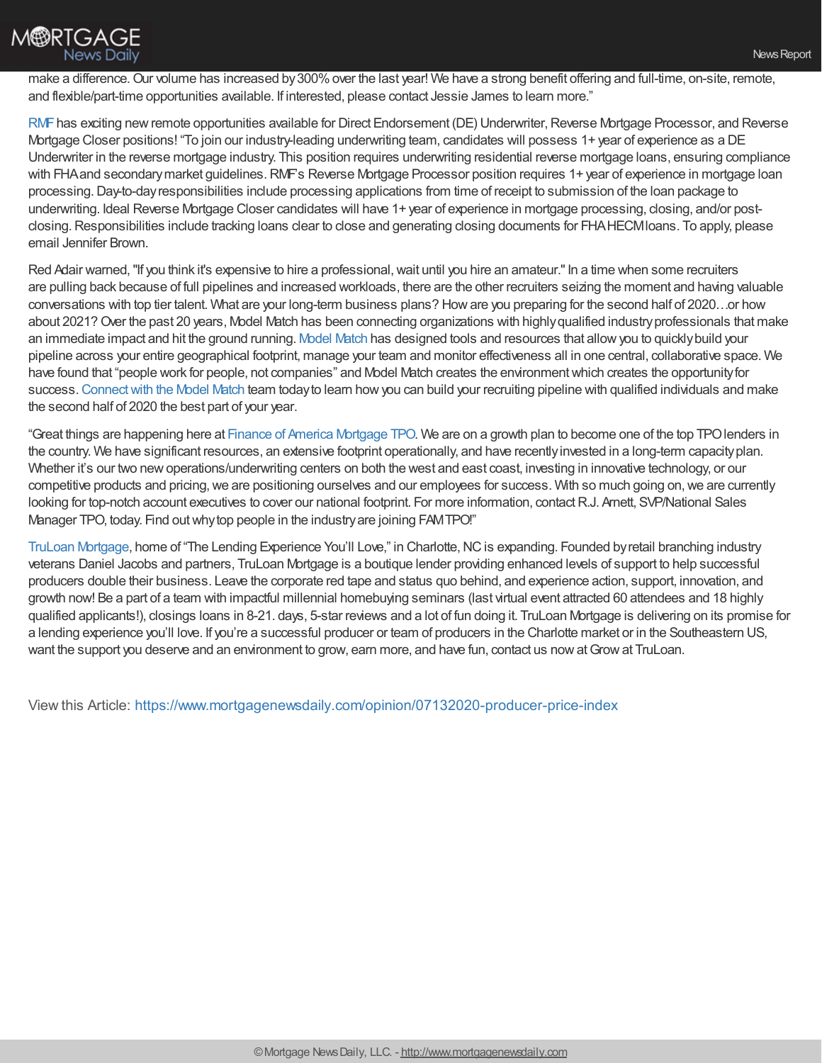make a difference. Our volume has increased by 300% over the last year! We have a strong benefit offering and full-time, on-site, remote, and flexible/part-time opportunities available. If interested, please contact Jessie James to learn more."

RMF has exciting new remote opportunities available for Direct Endorsement (DE) Underwriter, Reverse Mortgage Processor, and Reverse Mortgage Closer positions! "To join our industry-leading underwriting team, candidates will possess 1+ year of experience as a DE Underwriter in the reverse mortgage industry. This position requires underwriting residential reverse mortgage loans, ensuring compliance with FHA and secondary market guidelines. RMF's Reverse Mortgage Processor position requires 1+ year of experience in mortgage loan processing. Day-to-day responsibilities include processing applications from time of receipt to submission of the loan package to underwriting. Ideal Reverse Mortgage Closer candidates will have 1+ year of experience in mortgage processing, closing, and/or post-closing. Responsibilities include tracking loans clear to close and generating closing documents for FHA HECM loans. To apply, please email Jennifer Brown.

Red Adair warned, "If you think it's expensive to hire a professional, wait until you hire an amateur." In a time when some recruiters are pulling back because of full pipelines and increased workloads, there are the other recruiters seizing the moment and having valuable conversations with top tier talent. What are your long-term business plans? How are you preparing for the second half of 2020…or how about 2021? Over the past 20 years, Model Match has been connecting organizations with highly qualified industry professionals that make an immediate impact and hit the ground running. Model Match has designed tools and resources that allow you to quickly build your pipeline across your entire geographical footprint, manage your team and monitor effectiveness all in one central, collaborative space. We have found that "people work for people, not companies" and Model Match creates the environment which creates the opportunity for success. Connect with the Model Match team today to learn how you can build your recruiting pipeline with qualified individuals and make the second half of 2020 the best part of your year.

"Great things are happening here at Finance of America Mortgage TPO. We are on a growth plan to become one of the top TPO lenders in the country. We have significant resources, an extensive footprint operationally, and have recently invested in a long-term capacity plan. Whether it's our two new operations/underwriting centers on both the west and east coast, investing in innovative technology, or our competitive products and pricing, we are positioning ourselves and our employees for success. With so much going on, we are currently looking for top-notch account executives to cover our national footprint. For more information, contact R.J. Arnett, SVP/National Sales Manager TPO, today. Find out why top people in the industry are joining FAM TPO!"

TruLoan Mortgage, home of "The Lending Experience You'll Love," in Charlotte, NC is expanding. Founded by retail branching industry veterans Daniel Jacobs and partners, TruLoan Mortgage is a boutique lender providing enhanced levels of support to help successful producers double their business. Leave the corporate red tape and status quo behind, and experience action, support, innovation, and growth now! Be a part of a team with impactful millennial homebuying seminars (last virtual event attracted 60 attendees and 18 highly qualified applicants!), closings loans in 8-21. days, 5-star reviews and a lot of fun doing it. TruLoan Mortgage is delivering on its promise for a lending experience you'll love. If you're a successful producer or team of producers in the Charlotte market or in the Southeastern US, want the support you deserve and an environment to grow, earn more, and have fun, contact us now at Grow at TruLoan.

View this Article: https://www.mortgagenewsdaily.com/opinion/07132020-producer-price-index